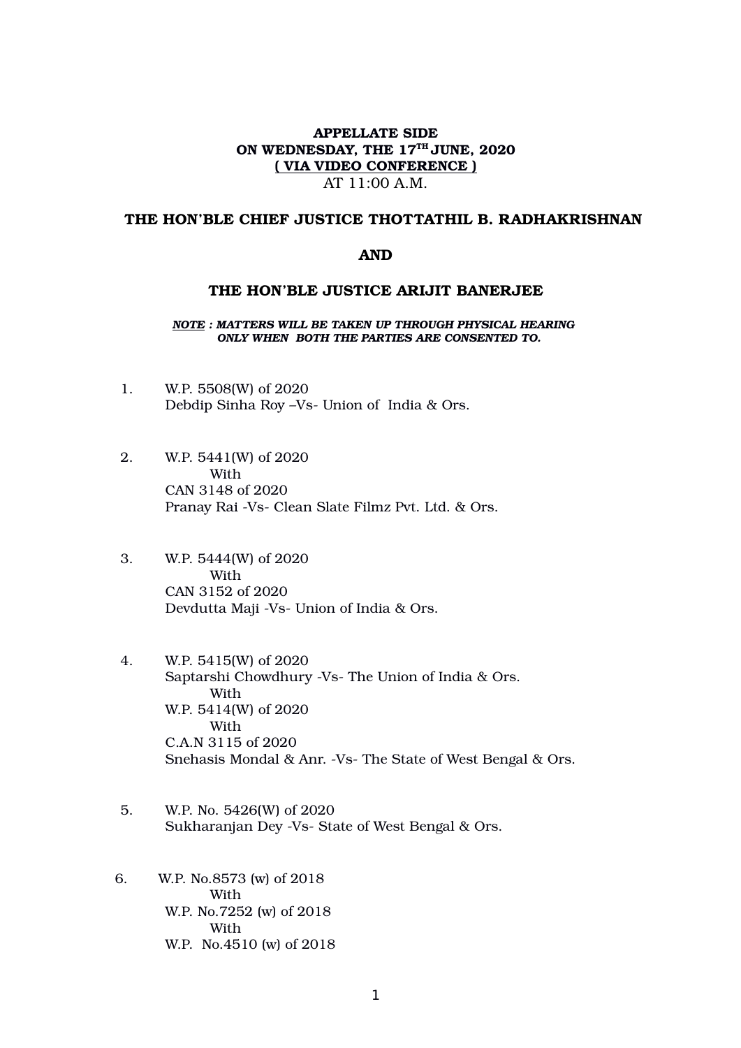**APPELLATE SIDE**
**ON WEDNESDAY, THE 17TH JUNE, 2020**
**( VIA VIDEO CONFERENCE )**
AT 11:00 A.M.

**THE HON'BLE CHIEF JUSTICE THOTTATHIL B. RADHAKRISHNAN**

**AND**

**THE HON'BLE JUSTICE ARIJIT BANERJEE**

***NOTE : MATTERS WILL BE TAKEN UP THROUGH PHYSICAL HEARING ONLY WHEN BOTH THE PARTIES ARE CONSENTED TO.***

1. W.P. 5508(W) of 2020
   Debdip Sinha Roy –Vs- Union of India & Ors.

2. W.P. 5441(W) of 2020
   With
   CAN 3148 of 2020
   Pranay Rai -Vs- Clean Slate Filmz Pvt. Ltd. & Ors.

3. W.P. 5444(W) of 2020
   With
   CAN 3152 of 2020
   Devdutta Maji -Vs- Union of India & Ors.

4. W.P. 5415(W) of 2020
   Saptarshi Chowdhury -Vs- The Union of India & Ors.
   With
   W.P. 5414(W) of 2020
   With
   C.A.N 3115 of 2020
   Snehasis Mondal & Anr. -Vs- The State of West Bengal & Ors.

5. W.P. No. 5426(W) of 2020
   Sukharanjan Dey -Vs- State of West Bengal & Ors.

6. W.P. No.8573 (w) of 2018
   With
   W.P. No.7252 (w) of 2018
   With
   W.P. No.4510 (w) of 2018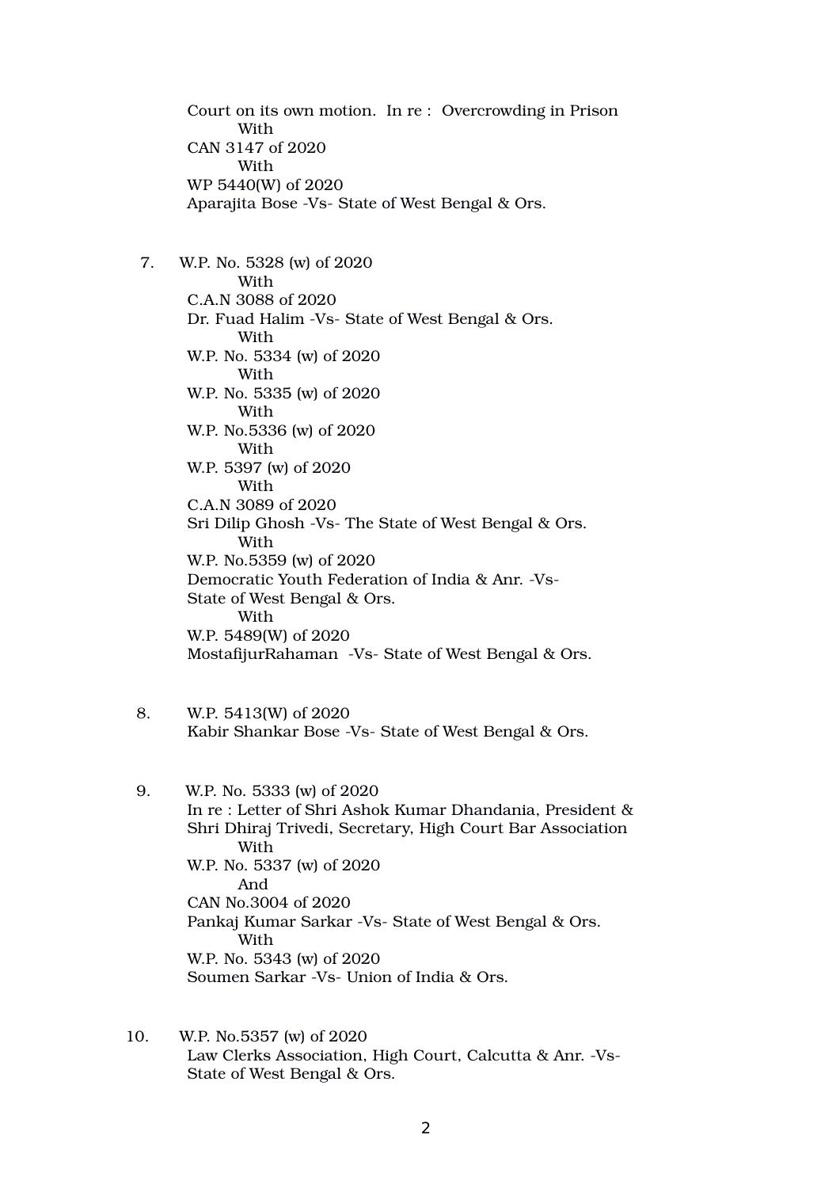Court on its own motion. In re : Overcrowding in Prison
With
CAN 3147 of 2020
With
WP 5440(W) of 2020
Aparajita Bose -Vs- State of West Bengal & Ors.

7. W.P. No. 5328 (w) of 2020
With
C.A.N 3088 of 2020
Dr. Fuad Halim -Vs- State of West Bengal & Ors.
With
W.P. No. 5334 (w) of 2020
With
W.P. No. 5335 (w) of 2020
With
W.P. No.5336 (w) of 2020
With
W.P. 5397 (w) of 2020
With
C.A.N 3089 of 2020
Sri Dilip Ghosh -Vs- The State of West Bengal & Ors.
With
W.P. No.5359 (w) of 2020
Democratic Youth Federation of India & Anr. -Vs-
State of West Bengal & Ors.
With
W.P. 5489(W) of 2020
MostafijurRahaman -Vs- State of West Bengal & Ors.

8. W.P. 5413(W) of 2020
Kabir Shankar Bose -Vs- State of West Bengal & Ors.

9. W.P. No. 5333 (w) of 2020
In re : Letter of Shri Ashok Kumar Dhandania, President &
Shri Dhiraj Trivedi, Secretary, High Court Bar Association
With
W.P. No. 5337 (w) of 2020
And
CAN No.3004 of 2020
Pankaj Kumar Sarkar -Vs- State of West Bengal & Ors.
With
W.P. No. 5343 (w) of 2020
Soumen Sarkar -Vs- Union of India & Ors.

10. W.P. No.5357 (w) of 2020
Law Clerks Association, High Court, Calcutta & Anr. -Vs-
State of West Bengal & Ors.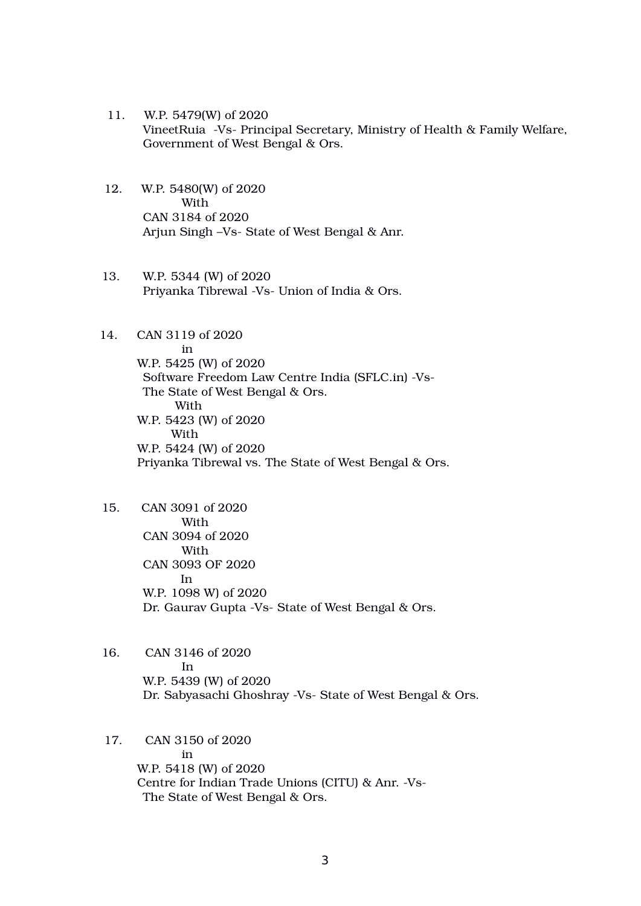11. W.P. 5479(W) of 2020
    VineetRuia -Vs- Principal Secretary, Ministry of Health & Family Welfare, Government of West Bengal & Ors.

12. W.P. 5480(W) of 2020
    With
    CAN 3184 of 2020
    Arjun Singh –Vs- State of West Bengal & Anr.

13. W.P. 5344 (W) of 2020
    Priyanka Tibrewal -Vs- Union of India & Ors.

14. CAN 3119 of 2020
    in
    W.P. 5425 (W) of 2020
    Software Freedom Law Centre India (SFLC.in) -Vs-
    The State of West Bengal & Ors.
    With
    W.P. 5423 (W) of 2020
    With
    W.P. 5424 (W) of 2020
    Priyanka Tibrewal vs. The State of West Bengal & Ors.

15. CAN 3091 of 2020
    With
    CAN 3094 of 2020
    With
    CAN 3093 OF 2020
    In
    W.P. 1098 W) of 2020
    Dr. Gaurav Gupta -Vs- State of West Bengal & Ors.

16. CAN 3146 of 2020
    In
    W.P. 5439 (W) of 2020
    Dr. Sabyasachi Ghoshray -Vs- State of West Bengal & Ors.

17. CAN 3150 of 2020
    in
    W.P. 5418 (W) of 2020
    Centre for Indian Trade Unions (CITU) & Anr. -Vs-
    The State of West Bengal & Ors.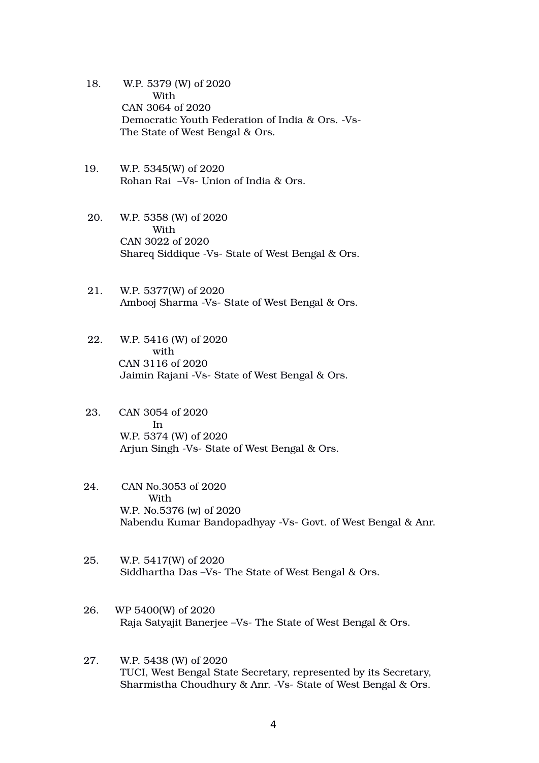18. W.P. 5379 (W) of 2020
    With
    CAN 3064 of 2020
    Democratic Youth Federation of India & Ors. -Vs-
    The State of West Bengal & Ors.

19. W.P. 5345(W) of 2020
    Rohan Rai –Vs- Union of India & Ors.

20. W.P. 5358 (W) of 2020
    With
    CAN 3022 of 2020
    Shareq Siddique -Vs- State of West Bengal & Ors.

21. W.P. 5377(W) of 2020
    Ambooj Sharma -Vs- State of West Bengal & Ors.

22. W.P. 5416 (W) of 2020
    with
    CAN 3116 of 2020
    Jaimin Rajani -Vs- State of West Bengal & Ors.

23. CAN 3054 of 2020
    In
    W.P. 5374 (W) of 2020
    Arjun Singh -Vs- State of West Bengal & Ors.

24. CAN No.3053 of 2020
    With
    W.P. No.5376 (w) of 2020
    Nabendu Kumar Bandopadhyay -Vs- Govt. of West Bengal & Anr.

25. W.P. 5417(W) of 2020
    Siddhartha Das –Vs- The State of West Bengal & Ors.

26. WP 5400(W) of 2020
    Raja Satyajit Banerjee –Vs- The State of West Bengal & Ors.

27. W.P. 5438 (W) of 2020
    TUCI, West Bengal State Secretary, represented by its Secretary,
    Sharmistha Choudhury & Anr. -Vs- State of West Bengal & Ors.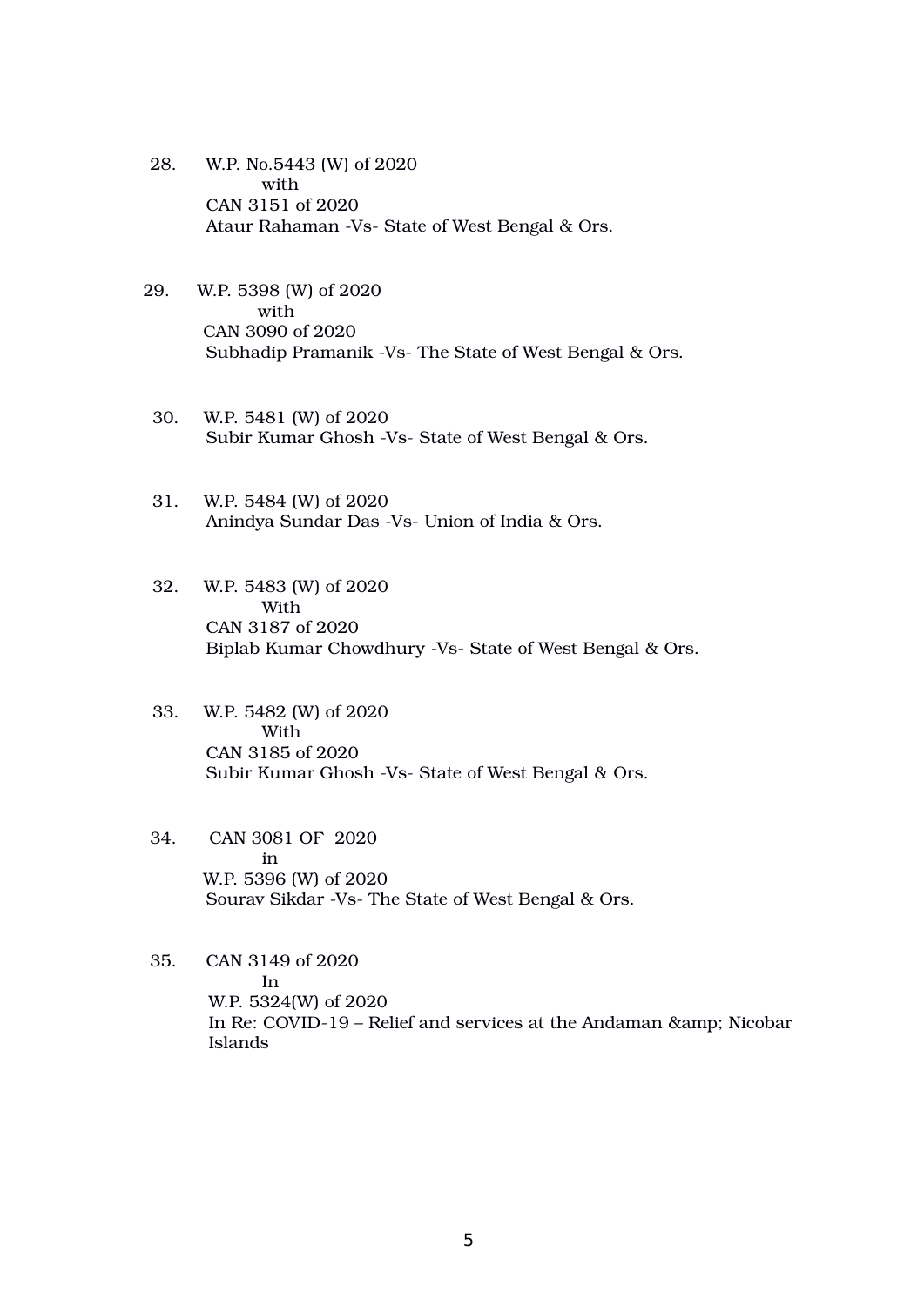28. W.P. No.5443 (W) of 2020
    with
    CAN 3151 of 2020
    Ataur Rahaman -Vs- State of West Bengal & Ors.

29. W.P. 5398 (W) of 2020
    with
    CAN 3090 of 2020
    Subhadip Pramanik -Vs- The State of West Bengal & Ors.

30. W.P. 5481 (W) of 2020
    Subir Kumar Ghosh -Vs- State of West Bengal & Ors.

31. W.P. 5484 (W) of 2020
    Anindya Sundar Das -Vs- Union of India & Ors.

32. W.P. 5483 (W) of 2020
    With
    CAN 3187 of 2020
    Biplab Kumar Chowdhury -Vs- State of West Bengal & Ors.

33. W.P. 5482 (W) of 2020
    With
    CAN 3185 of 2020
    Subir Kumar Ghosh -Vs- State of West Bengal & Ors.

34. CAN 3081 OF 2020
    in
    W.P. 5396 (W) of 2020
    Sourav Sikdar -Vs- The State of West Bengal & Ors.

35. CAN 3149 of 2020
    In
    W.P. 5324(W) of 2020
    In Re: COVID-19 – Relief and services at the Andaman &amp; Nicobar Islands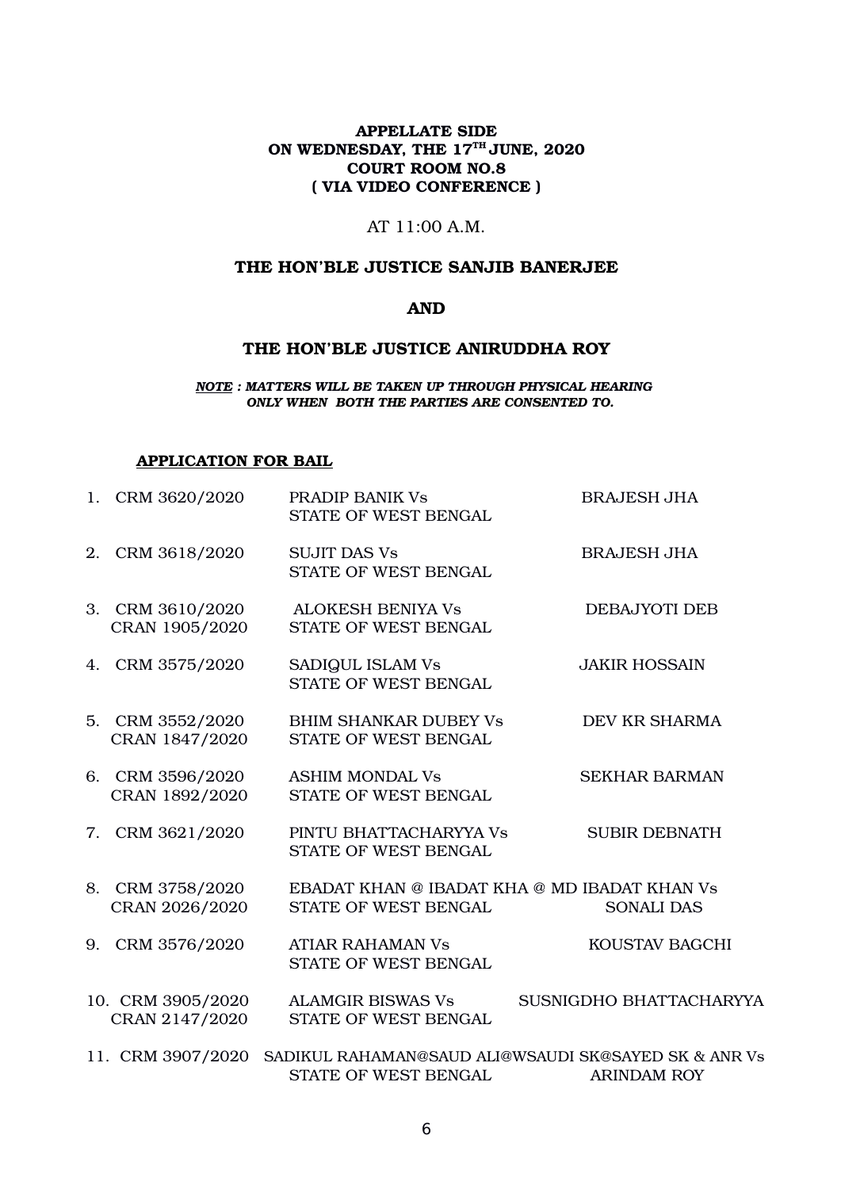**APPELLATE SIDE**
**ON WEDNESDAY, THE 17TH JUNE, 2020**
**COURT ROOM NO.8**
**( VIA VIDEO CONFERENCE )**

AT 11:00 A.M.

**THE HON'BLE JUSTICE SANJIB BANERJEE**

**AND**

**THE HON'BLE JUSTICE ANIRUDDHA ROY**

***NOTE : MATTERS WILL BE TAKEN UP THROUGH PHYSICAL HEARING ONLY WHEN BOTH THE PARTIES ARE CONSENTED TO.***

**APPLICATION FOR BAIL**

| No. | Case No. | Parties | Advocate |
|---|---|---|---|
| 1. | CRM 3620/2020 | PRADIP BANIK Vs STATE OF WEST BENGAL | BRAJESH JHA |
| 2. | CRM 3618/2020 | SUJIT DAS Vs STATE OF WEST BENGAL | BRAJESH JHA |
| 3. | CRM 3610/2020 CRAN 1905/2020 | ALOKESH BENIYA Vs STATE OF WEST BENGAL | DEBAJYOTI DEB |
| 4. | CRM 3575/2020 | SADIQUL ISLAM Vs STATE OF WEST BENGAL | JAKIR HOSSAIN |
| 5. | CRM 3552/2020 CRAN 1847/2020 | BHIM SHANKAR DUBEY Vs STATE OF WEST BENGAL | DEV KR SHARMA |
| 6. | CRM 3596/2020 CRAN 1892/2020 | ASHIM MONDAL Vs STATE OF WEST BENGAL | SEKHAR BARMAN |
| 7. | CRM 3621/2020 | PINTU BHATTACHARYYA Vs STATE OF WEST BENGAL | SUBIR DEBNATH |
| 8. | CRM 3758/2020 CRAN 2026/2020 | EBADAT KHAN @ IBADAT KHA @ MD IBADAT KHAN Vs STATE OF WEST BENGAL | SONALI DAS |
| 9. | CRM 3576/2020 | ATIAR RAHAMAN Vs STATE OF WEST BENGAL | KOUSTAV BAGCHI |
| 10. | CRM 3905/2020 CRAN 2147/2020 | ALAMGIR BISWAS Vs STATE OF WEST BENGAL | SUSNIGDHO BHATTACHARYYA |
| 11. | CRM 3907/2020 | SADIKUL RAHAMAN@SAUD ALI@WSAUDI SK@SAYED SK & ANR Vs STATE OF WEST BENGAL | ARINDAM ROY |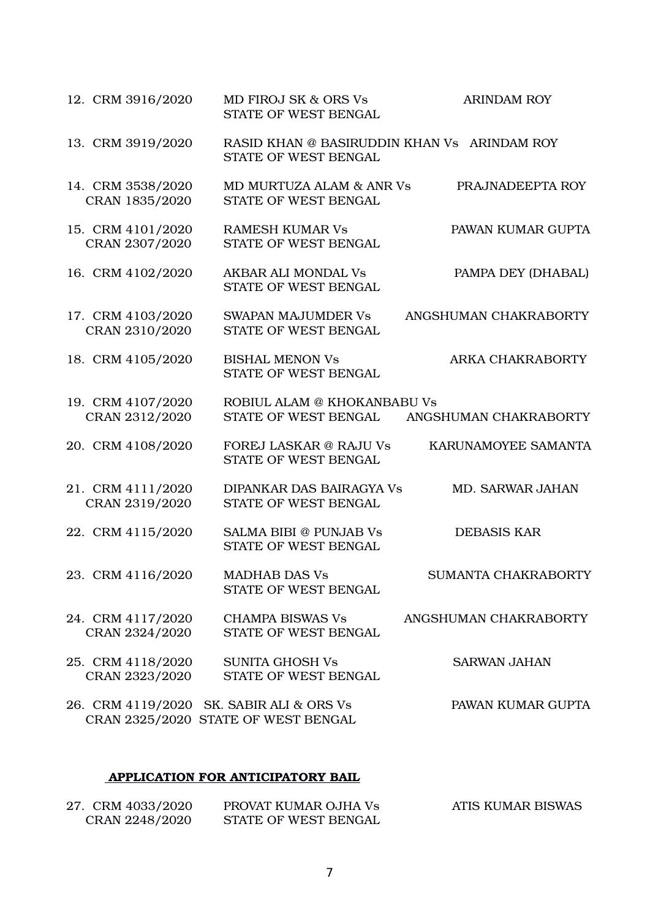| | | | |
|---|---|---|---|
| 12. | CRM 3916/2020 | MD FIROJ SK & ORS Vs STATE OF WEST BENGAL | ARINDAM ROY |
| 13. | CRM 3919/2020 | RASID KHAN @ BASIRUDDIN KHAN Vs STATE OF WEST BENGAL | ARINDAM ROY |
| 14. | CRM 3538/2020 CRAN 1835/2020 | MD MURTUZA ALAM & ANR Vs STATE OF WEST BENGAL | PRAJNADEEPTA ROY |
| 15. | CRM 4101/2020 CRAN 2307/2020 | RAMESH KUMAR Vs STATE OF WEST BENGAL | PAWAN KUMAR GUPTA |
| 16. | CRM 4102/2020 | AKBAR ALI MONDAL Vs STATE OF WEST BENGAL | PAMPA DEY (DHABAL) |
| 17. | CRM 4103/2020 CRAN 2310/2020 | SWAPAN MAJUMDER Vs STATE OF WEST BENGAL | ANGSHUMAN CHAKRABORTY |
| 18. | CRM 4105/2020 | BISHAL MENON Vs STATE OF WEST BENGAL | ARKA CHAKRABORTY |
| 19. | CRM 4107/2020 CRAN 2312/2020 | ROBIUL ALAM @ KHOKANBABU Vs STATE OF WEST BENGAL | ANGSHUMAN CHAKRABORTY |
| 20. | CRM 4108/2020 | FOREJ LASKAR @ RAJU Vs STATE OF WEST BENGAL | KARUNAMOYEE SAMANTA |
| 21. | CRM 4111/2020 CRAN 2319/2020 | DIPANKAR DAS BAIRAGYA Vs STATE OF WEST BENGAL | MD. SARWAR JAHAN |
| 22. | CRM 4115/2020 | SALMA BIBI @ PUNJAB Vs STATE OF WEST BENGAL | DEBASIS KAR |
| 23. | CRM 4116/2020 | MADHAB DAS Vs STATE OF WEST BENGAL | SUMANTA CHAKRABORTY |
| 24. | CRM 4117/2020 CRAN 2324/2020 | CHAMPA BISWAS Vs STATE OF WEST BENGAL | ANGSHUMAN CHAKRABORTY |
| 25. | CRM 4118/2020 CRAN 2323/2020 | SUNITA GHOSH Vs STATE OF WEST BENGAL | SARWAN JAHAN |
| 26. | CRM 4119/2020 CRAN 2325/2020 | SK. SABIR ALI & ORS Vs STATE OF WEST BENGAL | PAWAN KUMAR GUPTA |

**APPLICATION FOR ANTICIPATORY BAIL**

| | | | |
|---|---|---|---|
| 27. | CRM 4033/2020 CRAN 2248/2020 | PROVAT KUMAR OJHA Vs STATE OF WEST BENGAL | ATIS KUMAR BISWAS |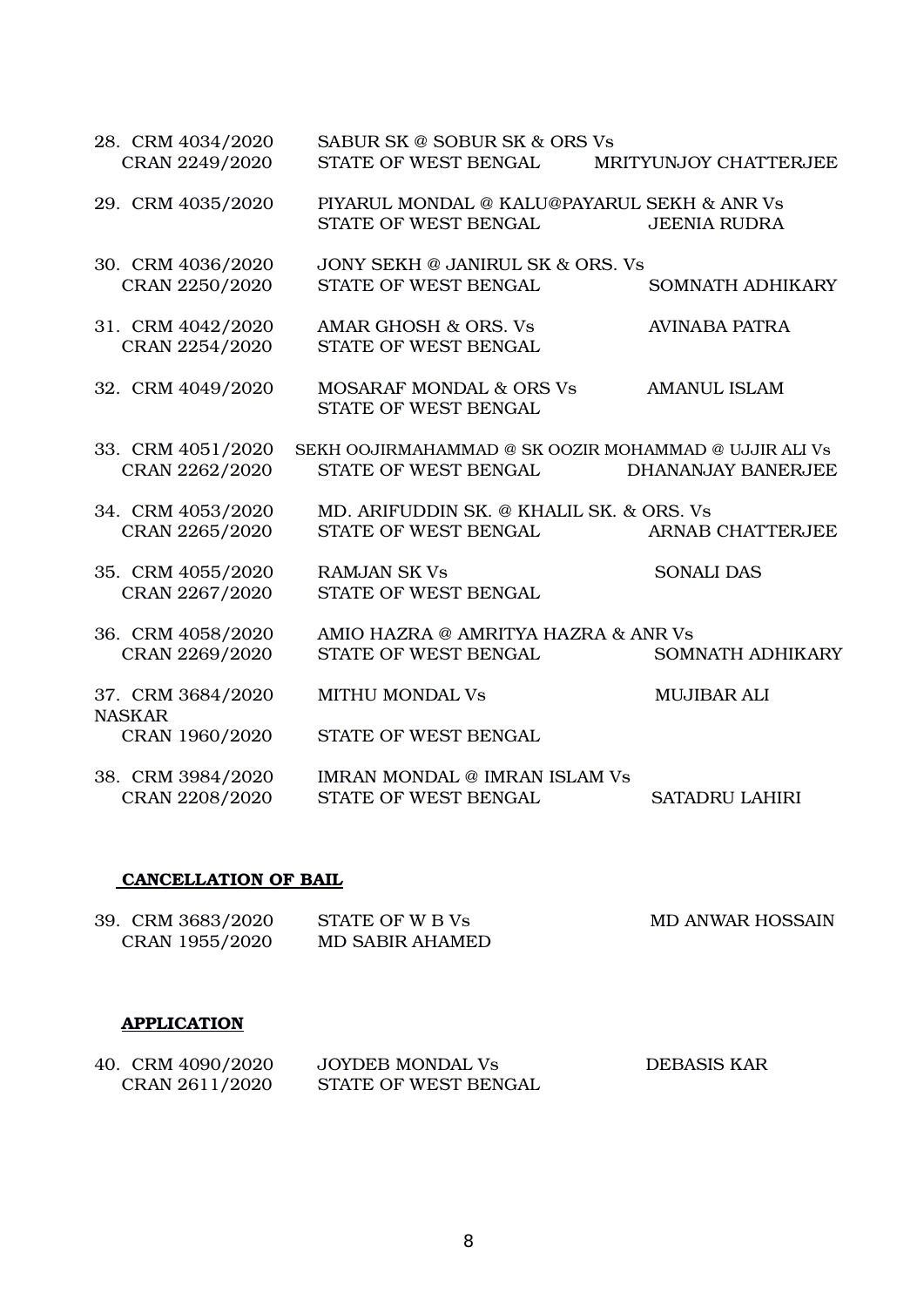| | | |
|---|---|---|
| 28. CRM 4034/2020<br>CRAN 2249/2020 | SABUR SK @ SOBUR SK & ORS Vs<br>STATE OF WEST BENGAL | MRITYUNJOY CHATTERJEE |
| 29. CRM 4035/2020 | PIYARUL MONDAL @ KALU@PAYARUL SEKH & ANR Vs<br>STATE OF WEST BENGAL | JEENIA RUDRA |
| 30. CRM 4036/2020<br>CRAN 2250/2020 | JONY SEKH @ JANIRUL SK & ORS. Vs<br>STATE OF WEST BENGAL | SOMNATH ADHIKARY |
| 31. CRM 4042/2020<br>CRAN 2254/2020 | AMAR GHOSH & ORS. Vs<br>STATE OF WEST BENGAL | AVINABA PATRA |
| 32. CRM 4049/2020 | MOSARAF MONDAL & ORS Vs<br>STATE OF WEST BENGAL | AMANUL ISLAM |
| 33. CRM 4051/2020<br>CRAN 2262/2020 | SEKH OOJIRMAHAMMAD @ SK OOZIR MOHAMMAD @ UJJIR ALI Vs<br>STATE OF WEST BENGAL | DHANANJAY BANERJEE |
| 34. CRM 4053/2020<br>CRAN 2265/2020 | MD. ARIFUDDIN SK. @ KHALIL SK. & ORS. Vs<br>STATE OF WEST BENGAL | ARNAB CHATTERJEE |
| 35. CRM 4055/2020<br>CRAN 2267/2020 | RAMJAN SK Vs<br>STATE OF WEST BENGAL | SONALI DAS |
| 36. CRM 4058/2020<br>CRAN 2269/2020 | AMIO HAZRA @ AMRITYA HAZRA & ANR Vs<br>STATE OF WEST BENGAL | SOMNATH ADHIKARY |
| 37. CRM 3684/2020<br>NASKAR<br>CRAN 1960/2020 | MITHU MONDAL Vs<br>STATE OF WEST BENGAL | MUJIBAR ALI |
| 38. CRM 3984/2020<br>CRAN 2208/2020 | IMRAN MONDAL @ IMRAN ISLAM Vs<br>STATE OF WEST BENGAL | SATADRU LAHIRI |

**CANCELLATION OF BAIL**

| | | |
|---|---|---|
| 39. CRM 3683/2020<br>CRAN 1955/2020 | STATE OF W B Vs<br>MD SABIR AHAMED | MD ANWAR HOSSAIN |

**APPLICATION**

| | | |
|---|---|---|
| 40. CRM 4090/2020<br>CRAN 2611/2020 | JOYDEB MONDAL Vs<br>STATE OF WEST BENGAL | DEBASIS KAR |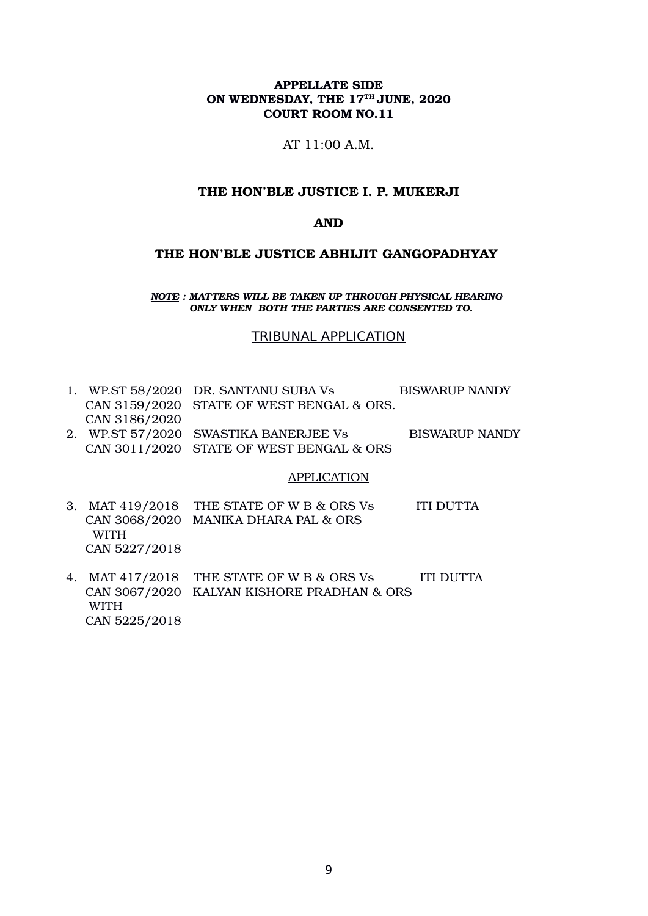**APPELLATE SIDE**
**ON WEDNESDAY, THE 17TH JUNE, 2020**
**COURT ROOM NO.11**

AT 11:00 A.M.

**THE HON'BLE JUSTICE I. P. MUKERJI**

**AND**

**THE HON'BLE JUSTICE ABHIJIT GANGOPADHYAY**

***NOTE : MATTERS WILL BE TAKEN UP THROUGH PHYSICAL HEARING ONLY WHEN BOTH THE PARTIES ARE CONSENTED TO.***

TRIBUNAL APPLICATION

| | | | |
|---|---|---|---|
| 1. | WP.ST 58/2020<br>CAN 3159/2020<br>CAN 3186/2020 | DR. SANTANU SUBA Vs<br>STATE OF WEST BENGAL & ORS. | BISWARUP NANDY |
| 2. | WP.ST 57/2020<br>CAN 3011/2020 | SWASTIKA BANERJEE Vs<br>STATE OF WEST BENGAL & ORS | BISWARUP NANDY |

APPLICATION

| | | | |
|---|---|---|---|
| 3. | MAT 419/2018<br>CAN 3068/2020<br>WITH<br>CAN 5227/2018 | THE STATE OF W B & ORS Vs<br>MANIKA DHARA PAL & ORS | ITI DUTTA |
| 4. | MAT 417/2018<br>CAN 3067/2020<br>WITH<br>CAN 5225/2018 | THE STATE OF W B & ORS Vs<br>KALYAN KISHORE PRADHAN & ORS | ITI DUTTA |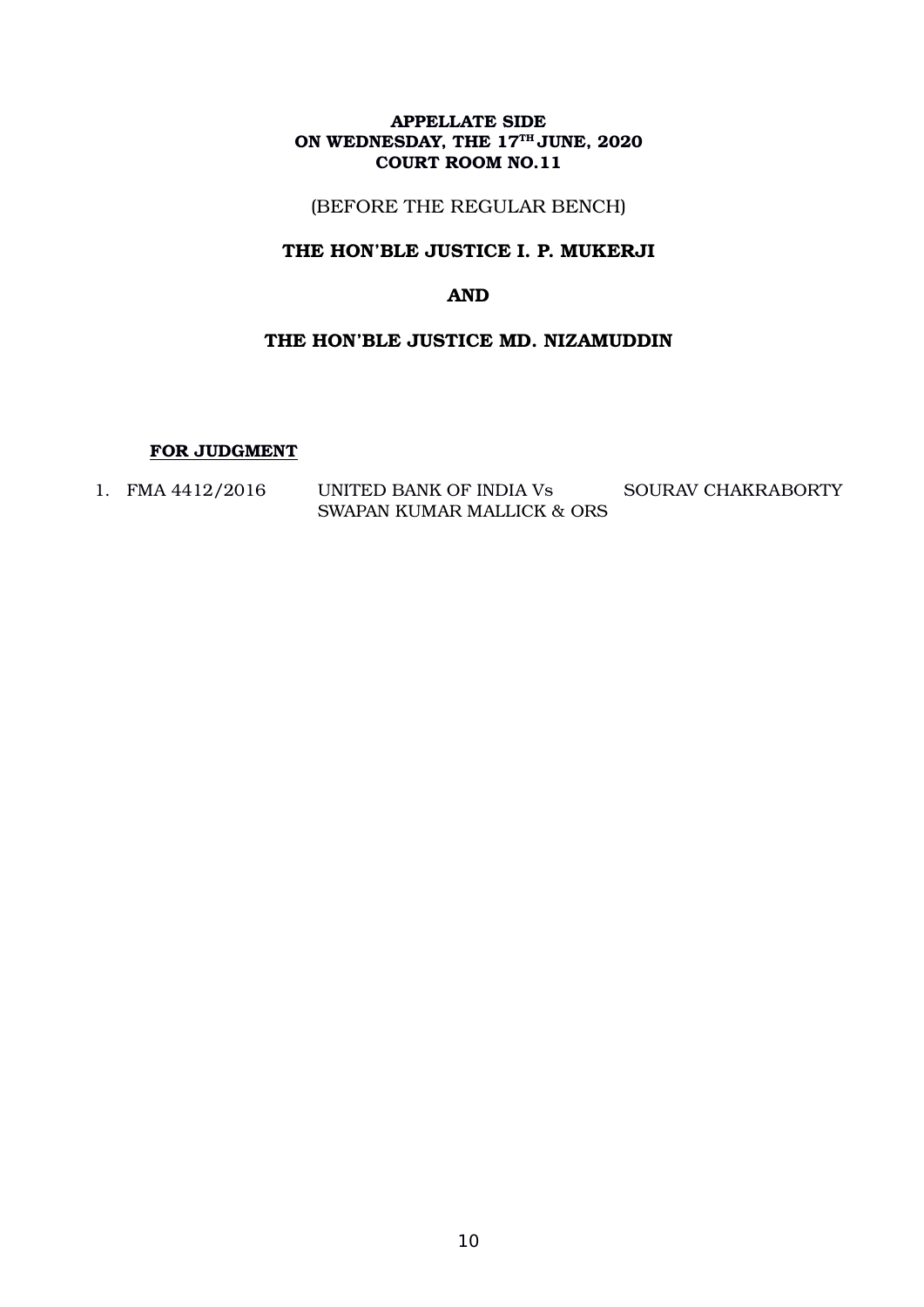**APPELLATE SIDE**
**ON WEDNESDAY, THE 17TH JUNE, 2020**
**COURT ROOM NO.11**

(BEFORE THE REGULAR BENCH)

**THE HON'BLE JUSTICE I. P. MUKERJI**

**AND**

**THE HON'BLE JUSTICE MD. NIZAMUDDIN**

**FOR JUDGMENT**

| | | | |
|---|---|---|---|
| 1. | FMA 4412/2016 | UNITED BANK OF INDIA Vs SWAPAN KUMAR MALLICK & ORS | SOURAV CHAKRABORTY |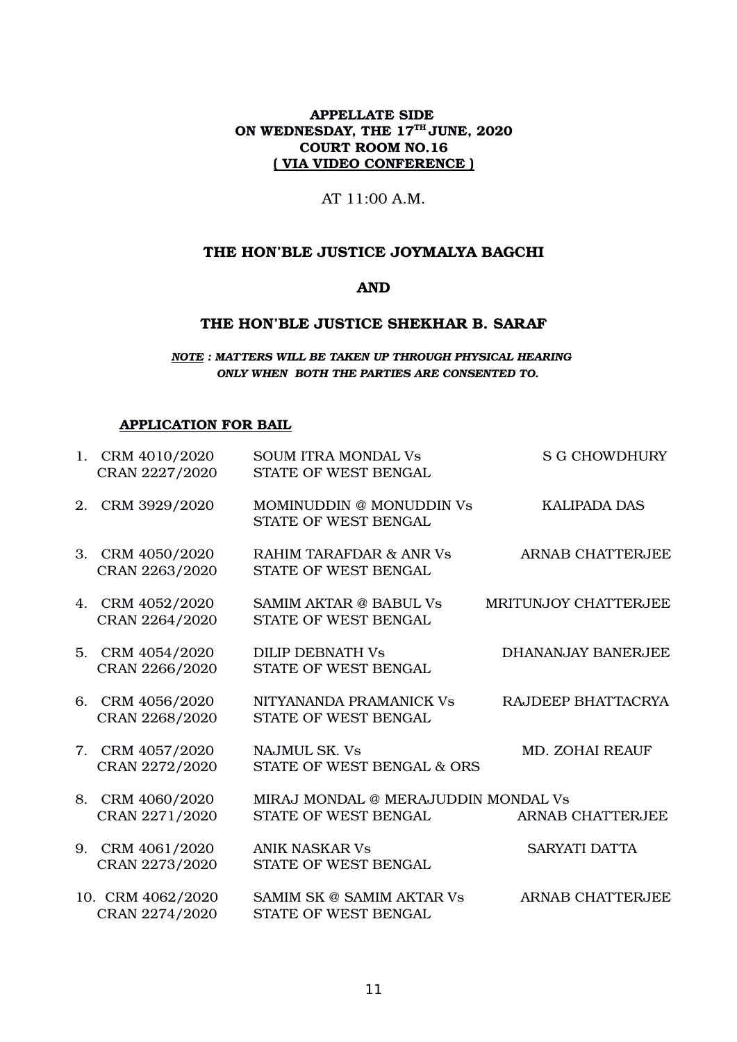**APPELLATE SIDE**
**ON WEDNESDAY, THE 17TH JUNE, 2020**
**COURT ROOM NO.16**
**( VIA VIDEO CONFERENCE )**

AT 11:00 A.M.

**THE HON'BLE JUSTICE JOYMALYA BAGCHI**

**AND**

**THE HON'BLE JUSTICE SHEKHAR B. SARAF**

***NOTE : MATTERS WILL BE TAKEN UP THROUGH PHYSICAL HEARING ONLY WHEN BOTH THE PARTIES ARE CONSENTED TO.***

**APPLICATION FOR BAIL**

| No. | Case No. | Parties | Advocate |
|---|---|---|---|
| 1. | CRM 4010/2020<br>CRAN 2227/2020 | SOUM ITRA MONDAL Vs<br>STATE OF WEST BENGAL | S G CHOWDHURY |
| 2. | CRM 3929/2020 | MOMINUDDIN @ MONUDDIN Vs<br>STATE OF WEST BENGAL | KALIPADA DAS |
| 3. | CRM 4050/2020<br>CRAN 2263/2020 | RAHIM TARAFDAR & ANR Vs<br>STATE OF WEST BENGAL | ARNAB CHATTERJEE |
| 4. | CRM 4052/2020<br>CRAN 2264/2020 | SAMIM AKTAR @ BABUL Vs<br>STATE OF WEST BENGAL | MRITUNJOY CHATTERJEE |
| 5. | CRM 4054/2020<br>CRAN 2266/2020 | DILIP DEBNATH Vs<br>STATE OF WEST BENGAL | DHANANJAY BANERJEE |
| 6. | CRM 4056/2020<br>CRAN 2268/2020 | NITYANANDA PRAMANICK Vs<br>STATE OF WEST BENGAL | RAJDEEP BHATTACRYA |
| 7. | CRM 4057/2020<br>CRAN 2272/2020 | NAJMUL SK. Vs<br>STATE OF WEST BENGAL & ORS | MD. ZOHAI REAUF |
| 8. | CRM 4060/2020<br>CRAN 2271/2020 | MIRAJ MONDAL @ MERAJUDDIN MONDAL Vs<br>STATE OF WEST BENGAL | ARNAB CHATTERJEE |
| 9. | CRM 4061/2020<br>CRAN 2273/2020 | ANIK NASKAR Vs<br>STATE OF WEST BENGAL | SARYATI DATTA |
| 10. | CRM 4062/2020<br>CRAN 2274/2020 | SAMIM SK @ SAMIM AKTAR Vs<br>STATE OF WEST BENGAL | ARNAB CHATTERJEE |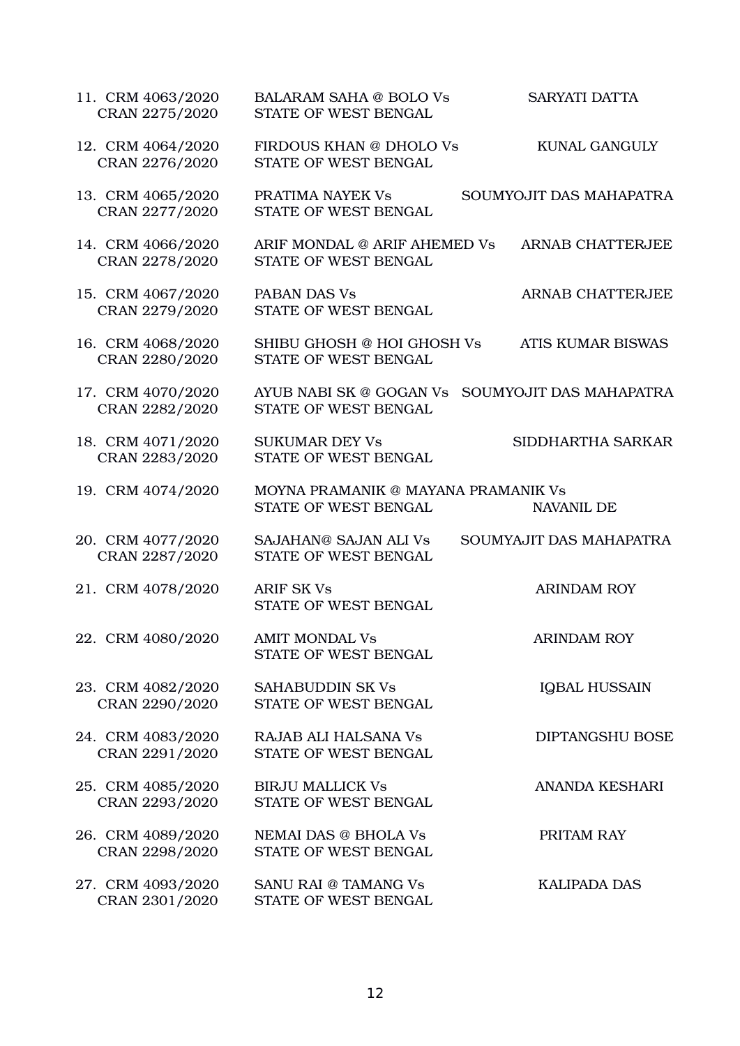11. CRM 4063/2020 CRAN 2275/2020 — BALARAM SAHA @ BOLO Vs STATE OF WEST BENGAL — SARYATI DATTA

12. CRM 4064/2020 CRAN 2276/2020 — FIRDOUS KHAN @ DHOLO Vs STATE OF WEST BENGAL — KUNAL GANGULY

13. CRM 4065/2020 CRAN 2277/2020 — PRATIMA NAYEK Vs STATE OF WEST BENGAL — SOUMYOJIT DAS MAHAPATRA

14. CRM 4066/2020 CRAN 2278/2020 — ARIF MONDAL @ ARIF AHEMED Vs STATE OF WEST BENGAL — ARNAB CHATTERJEE

15. CRM 4067/2020 CRAN 2279/2020 — PABAN DAS Vs STATE OF WEST BENGAL — ARNAB CHATTERJEE

16. CRM 4068/2020 CRAN 2280/2020 — SHIBU GHOSH @ HOI GHOSH Vs STATE OF WEST BENGAL — ATIS KUMAR BISWAS

17. CRM 4070/2020 CRAN 2282/2020 — AYUB NABI SK @ GOGAN Vs STATE OF WEST BENGAL — SOUMYOJIT DAS MAHAPATRA

18. CRM 4071/2020 CRAN 2283/2020 — SUKUMAR DEY Vs STATE OF WEST BENGAL — SIDDHARTHA SARKAR

19. CRM 4074/2020 — MOYNA PRAMANIK @ MAYANA PRAMANIK Vs STATE OF WEST BENGAL — NAVANIL DE

20. CRM 4077/2020 CRAN 2287/2020 — SAJAHAN@ SAJAN ALI Vs STATE OF WEST BENGAL — SOUMYAJIT DAS MAHAPATRA

21. CRM 4078/2020 — ARIF SK Vs STATE OF WEST BENGAL — ARINDAM ROY

22. CRM 4080/2020 — AMIT MONDAL Vs STATE OF WEST BENGAL — ARINDAM ROY

23. CRM 4082/2020 CRAN 2290/2020 — SAHABUDDIN SK Vs STATE OF WEST BENGAL — IQBAL HUSSAIN

24. CRM 4083/2020 CRAN 2291/2020 — RAJAB ALI HALSANA Vs STATE OF WEST BENGAL — DIPTANGSHU BOSE

25. CRM 4085/2020 CRAN 2293/2020 — BIRJU MALLICK Vs STATE OF WEST BENGAL — ANANDA KESHARI

26. CRM 4089/2020 CRAN 2298/2020 — NEMAI DAS @ BHOLA Vs STATE OF WEST BENGAL — PRITAM RAY

27. CRM 4093/2020 CRAN 2301/2020 — SANU RAI @ TAMANG Vs STATE OF WEST BENGAL — KALIPADA DAS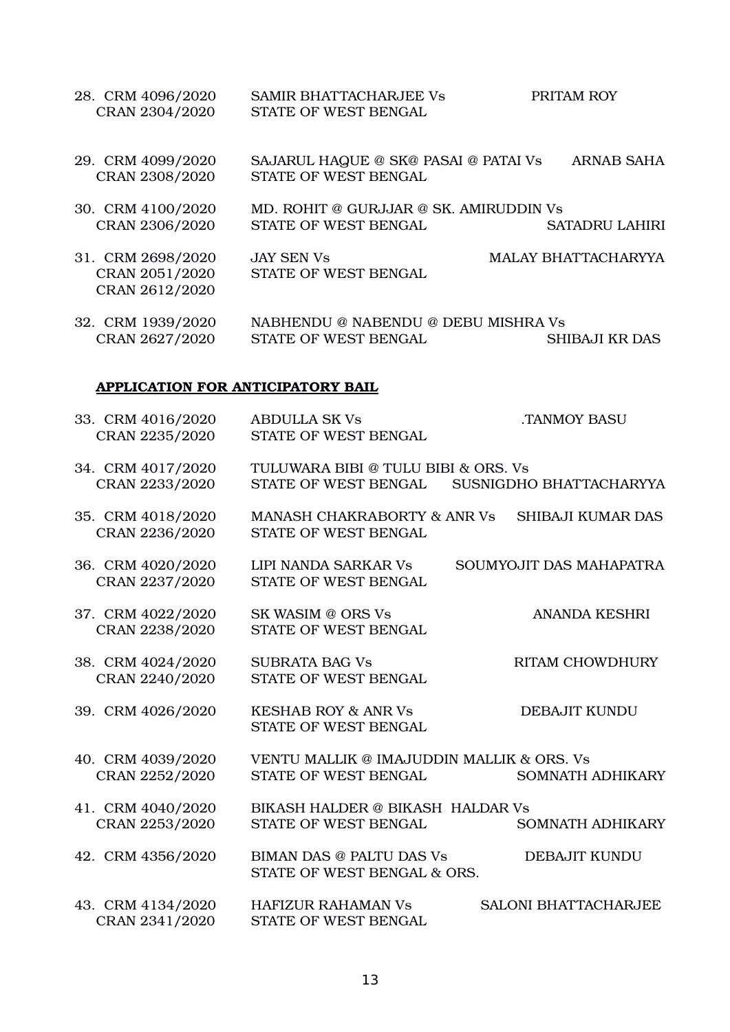28. CRM 4096/2020 SAMIR BHATTACHARJEE Vs PRITAM ROY
    CRAN 2304/2020 STATE OF WEST BENGAL

29. CRM 4099/2020 SAJARUL HAQUE @ SK@ PASAI @ PATAI Vs ARNAB SAHA
    CRAN 2308/2020 STATE OF WEST BENGAL

30. CRM 4100/2020 MD. ROHIT @ GURJJAR @ SK. AMIRUDDIN Vs
    CRAN 2306/2020 STATE OF WEST BENGAL SATADRU LAHIRI

31. CRM 2698/2020 JAY SEN Vs MALAY BHATTACHARYYA
    CRAN 2051/2020 STATE OF WEST BENGAL
    CRAN 2612/2020

32. CRM 1939/2020 NABHENDU @ NABENDU @ DEBU MISHRA Vs
    CRAN 2627/2020 STATE OF WEST BENGAL SHIBAJI KR DAS

**APPLICATION FOR ANTICIPATORY BAIL**

33. CRM 4016/2020 ABDULLA SK Vs .TANMOY BASU
    CRAN 2235/2020 STATE OF WEST BENGAL

34. CRM 4017/2020 TULUWARA BIBI @ TULU BIBI & ORS. Vs
    CRAN 2233/2020 STATE OF WEST BENGAL SUSNIGDHO BHATTACHARYYA

35. CRM 4018/2020 MANASH CHAKRABORTY & ANR Vs SHIBAJI KUMAR DAS
    CRAN 2236/2020 STATE OF WEST BENGAL

36. CRM 4020/2020 LIPI NANDA SARKAR Vs SOUMYOJIT DAS MAHAPATRA
    CRAN 2237/2020 STATE OF WEST BENGAL

37. CRM 4022/2020 SK WASIM @ ORS Vs ANANDA KESHRI
    CRAN 2238/2020 STATE OF WEST BENGAL

38. CRM 4024/2020 SUBRATA BAG Vs RITAM CHOWDHURY
    CRAN 2240/2020 STATE OF WEST BENGAL

39. CRM 4026/2020 KESHAB ROY & ANR Vs DEBAJIT KUNDU
    STATE OF WEST BENGAL

40. CRM 4039/2020 VENTU MALLIK @ IMAJUDDIN MALLIK & ORS. Vs
    CRAN 2252/2020 STATE OF WEST BENGAL SOMNATH ADHIKARY

41. CRM 4040/2020 BIKASH HALDER @ BIKASH HALDAR Vs
    CRAN 2253/2020 STATE OF WEST BENGAL SOMNATH ADHIKARY

42. CRM 4356/2020 BIMAN DAS @ PALTU DAS Vs DEBAJIT KUNDU
    STATE OF WEST BENGAL & ORS.

43. CRM 4134/2020 HAFIZUR RAHAMAN Vs SALONI BHATTACHARJEE
    CRAN 2341/2020 STATE OF WEST BENGAL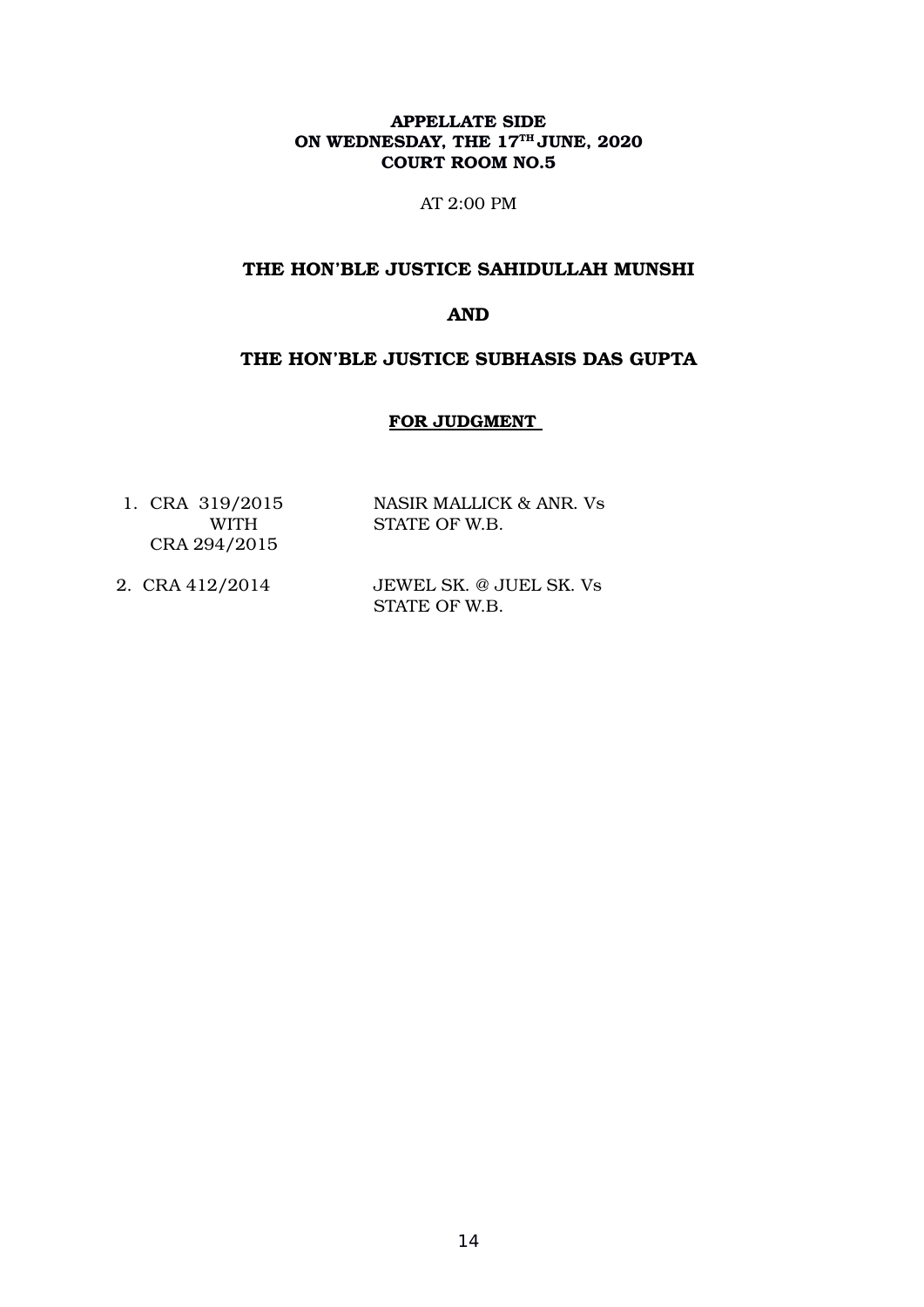**APPELLATE SIDE**
**ON WEDNESDAY, THE 17TH JUNE, 2020**
**COURT ROOM NO.5**

AT 2:00 PM

**THE HON'BLE JUSTICE SAHIDULLAH MUNSHI**

**AND**

**THE HON'BLE JUSTICE SUBHASIS DAS GUPTA**

**FOR JUDGMENT**

1. CRA 319/2015 WITH CRA 294/2015 — NASIR MALLICK & ANR. Vs STATE OF W.B.

2. CRA 412/2014 — JEWEL SK. @ JUEL SK. Vs STATE OF W.B.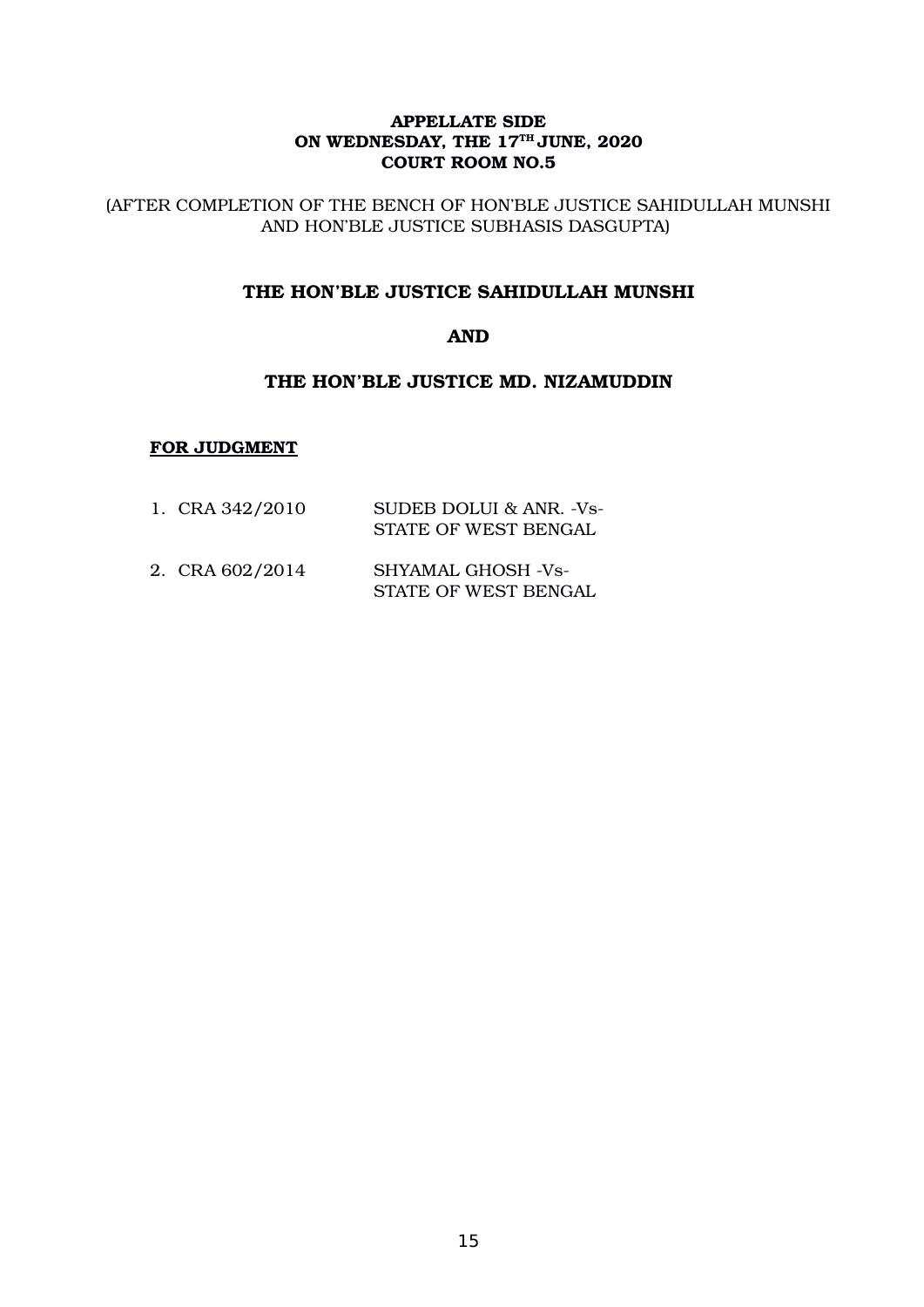**APPELLATE SIDE**
**ON WEDNESDAY, THE 17TH JUNE, 2020**
**COURT ROOM NO.5**

(AFTER COMPLETION OF THE BENCH OF HON'BLE JUSTICE SAHIDULLAH MUNSHI AND HON'BLE JUSTICE SUBHASIS DASGUPTA)

**THE HON'BLE JUSTICE SAHIDULLAH MUNSHI**

**AND**

**THE HON'BLE JUSTICE MD. NIZAMUDDIN**

**<u>FOR JUDGMENT</u>**

1. CRA 342/2010 — SUDEB DOLUI & ANR. -Vs- STATE OF WEST BENGAL

2. CRA 602/2014 — SHYAMAL GHOSH -Vs- STATE OF WEST BENGAL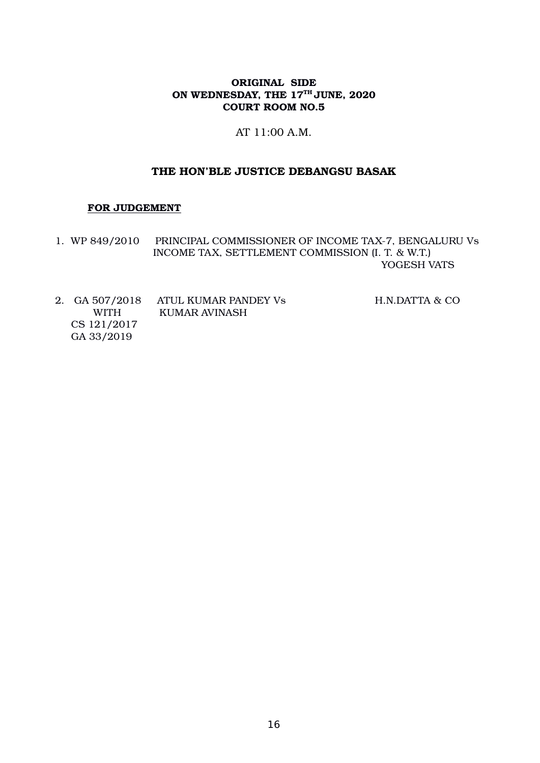**ORIGINAL SIDE**
**ON WEDNESDAY, THE 17TH JUNE, 2020**
**COURT ROOM NO.5**

AT 11:00 A.M.

**THE HON'BLE JUSTICE DEBANGSU BASAK**

**FOR JUDGEMENT**

1. WP 849/2010 PRINCIPAL COMMISSIONER OF INCOME TAX-7, BENGALURU Vs INCOME TAX, SETTLEMENT COMMISSION (I. T. & W.T.) — YOGESH VATS

2. GA 507/2018 WITH CS 121/2017 GA 33/2019 ATUL KUMAR PANDEY Vs KUMAR AVINASH — H.N.DATTA & CO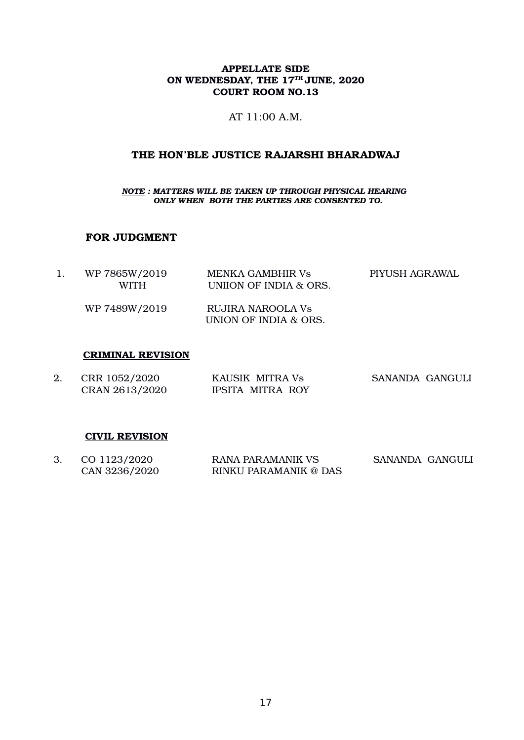**APPELLATE SIDE**
**ON WEDNESDAY, THE 17TH JUNE, 2020**
**COURT ROOM NO.13**

AT 11:00 A.M.

**THE HON'BLE JUSTICE RAJARSHI BHARADWAJ**

***NOTE : MATTERS WILL BE TAKEN UP THROUGH PHYSICAL HEARING ONLY WHEN BOTH THE PARTIES ARE CONSENTED TO.***

**FOR JUDGMENT**

| | | | |
|---|---|---|---|
| 1. | WP 7865W/2019<br>WITH | MENKA GAMBHIR Vs<br>UNIION OF INDIA & ORS. | PIYUSH AGRAWAL |
| | WP 7489W/2019 | RUJIRA NAROOLA Vs<br>UNION OF INDIA & ORS. | |

**CRIMINAL REVISION**

| | | | |
|---|---|---|---|
| 2. | CRR 1052/2020<br>CRAN 2613/2020 | KAUSIK MITRA Vs<br>IPSITA MITRA ROY | SANANDA GANGULI |

**CIVIL REVISION**

| | | | |
|---|---|---|---|
| 3. | CO 1123/2020<br>CAN 3236/2020 | RANA PARAMANIK VS<br>RINKU PARAMANIK @ DAS | SANANDA GANGULI |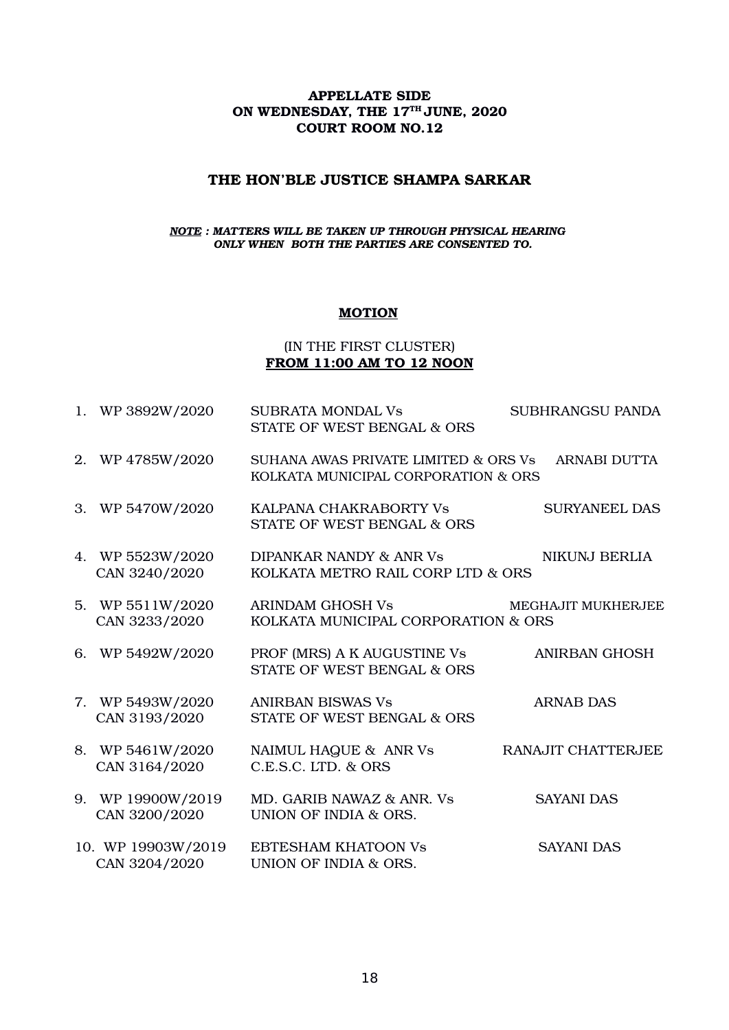**APPELLATE SIDE**
**ON WEDNESDAY, THE 17TH JUNE, 2020**
**COURT ROOM NO.12**

**THE HON'BLE JUSTICE SHAMPA SARKAR**

***NOTE : MATTERS WILL BE TAKEN UP THROUGH PHYSICAL HEARING ONLY WHEN BOTH THE PARTIES ARE CONSENTED TO.***

**MOTION**

(IN THE FIRST CLUSTER)
**FROM 11:00 AM TO 12 NOON**

| | | | |
|---|---|---|---|
| 1. | WP 3892W/2020 | SUBRATA MONDAL Vs<br>STATE OF WEST BENGAL & ORS | SUBHRANGSU PANDA |
| 2. | WP 4785W/2020 | SUHANA AWAS PRIVATE LIMITED & ORS Vs<br>KOLKATA MUNICIPAL CORPORATION & ORS | ARNABI DUTTA |
| 3. | WP 5470W/2020 | KALPANA CHAKRABORTY Vs<br>STATE OF WEST BENGAL & ORS | SURYANEEL DAS |
| 4. | WP 5523W/2020<br>CAN 3240/2020 | DIPANKAR NANDY & ANR Vs<br>KOLKATA METRO RAIL CORP LTD & ORS | NIKUNJ BERLIA |
| 5. | WP 5511W/2020<br>CAN 3233/2020 | ARINDAM GHOSH Vs<br>KOLKATA MUNICIPAL CORPORATION & ORS | MEGHAJIT MUKHERJEE |
| 6. | WP 5492W/2020 | PROF (MRS) A K AUGUSTINE Vs<br>STATE OF WEST BENGAL & ORS | ANIRBAN GHOSH |
| 7. | WP 5493W/2020<br>CAN 3193/2020 | ANIRBAN BISWAS Vs<br>STATE OF WEST BENGAL & ORS | ARNAB DAS |
| 8. | WP 5461W/2020<br>CAN 3164/2020 | NAIMUL HAQUE & ANR Vs<br>C.E.S.C. LTD. & ORS | RANAJIT CHATTERJEE |
| 9. | WP 19900W/2019<br>CAN 3200/2020 | MD. GARIB NAWAZ & ANR. Vs<br>UNION OF INDIA & ORS. | SAYANI DAS |
| 10. | WP 19903W/2019<br>CAN 3204/2020 | EBTESHAM KHATOON Vs<br>UNION OF INDIA & ORS. | SAYANI DAS |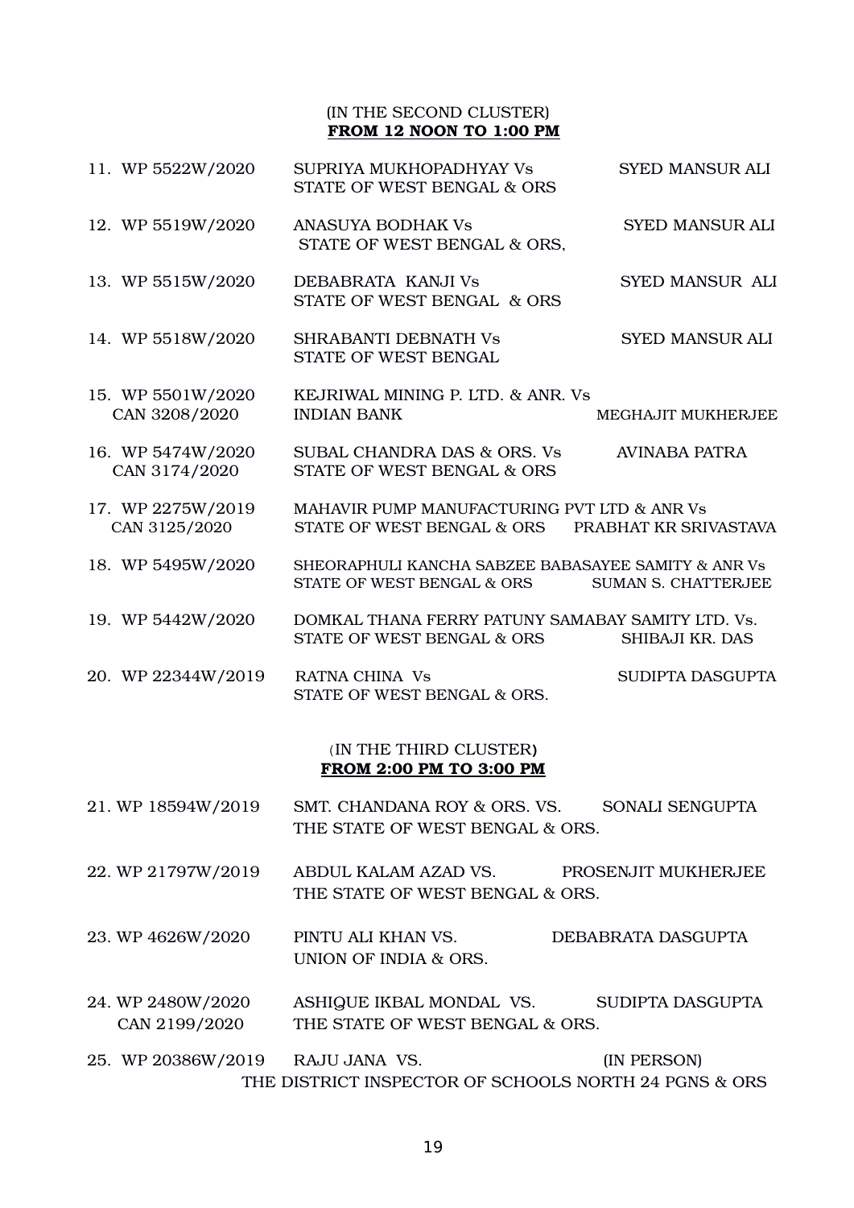(IN THE SECOND CLUSTER)
**FROM 12 NOON TO 1:00 PM**

| | | |
|---|---|---|
| 11. WP 5522W/2020 | SUPRIYA MUKHOPADHYAY Vs STATE OF WEST BENGAL & ORS | SYED MANSUR ALI |
| 12. WP 5519W/2020 | ANASUYA BODHAK Vs STATE OF WEST BENGAL & ORS, | SYED MANSUR ALI |
| 13. WP 5515W/2020 | DEBABRATA KANJI Vs STATE OF WEST BENGAL & ORS | SYED MANSUR ALI |
| 14. WP 5518W/2020 | SHRABANTI DEBNATH Vs STATE OF WEST BENGAL | SYED MANSUR ALI |
| 15. WP 5501W/2020 CAN 3208/2020 | KEJRIWAL MINING P. LTD. & ANR. Vs INDIAN BANK | MEGHAJIT MUKHERJEE |
| 16. WP 5474W/2020 CAN 3174/2020 | SUBAL CHANDRA DAS & ORS. Vs STATE OF WEST BENGAL & ORS | AVINABA PATRA |
| 17. WP 2275W/2019 CAN 3125/2020 | MAHAVIR PUMP MANUFACTURING PVT LTD & ANR Vs STATE OF WEST BENGAL & ORS | PRABHAT KR SRIVASTAVA |
| 18. WP 5495W/2020 | SHEORAPHULI KANCHA SABZEE BABASAYEE SAMITY & ANR Vs STATE OF WEST BENGAL & ORS | SUMAN S. CHATTERJEE |
| 19. WP 5442W/2020 | DOMKAL THANA FERRY PATUNY SAMABAY SAMITY LTD. Vs. STATE OF WEST BENGAL & ORS | SHIBAJI KR. DAS |
| 20. WP 22344W/2019 | RATNA CHINA Vs STATE OF WEST BENGAL & ORS. | SUDIPTA DASGUPTA |

(IN THE THIRD CLUSTER)
**FROM 2:00 PM TO 3:00 PM**

| | | |
|---|---|---|
| 21. WP 18594W/2019 | SMT. CHANDANA ROY & ORS. VS. THE STATE OF WEST BENGAL & ORS. | SONALI SENGUPTA |
| 22. WP 21797W/2019 | ABDUL KALAM AZAD VS. THE STATE OF WEST BENGAL & ORS. | PROSENJIT MUKHERJEE |
| 23. WP 4626W/2020 | PINTU ALI KHAN VS. UNION OF INDIA & ORS. | DEBABRATA DASGUPTA |
| 24. WP 2480W/2020 CAN 2199/2020 | ASHIQUE IKBAL MONDAL VS. THE STATE OF WEST BENGAL & ORS. | SUDIPTA DASGUPTA |
| 25. WP 20386W/2019 | RAJU JANA VS. THE DISTRICT INSPECTOR OF SCHOOLS NORTH 24 PGNS & ORS | (IN PERSON) |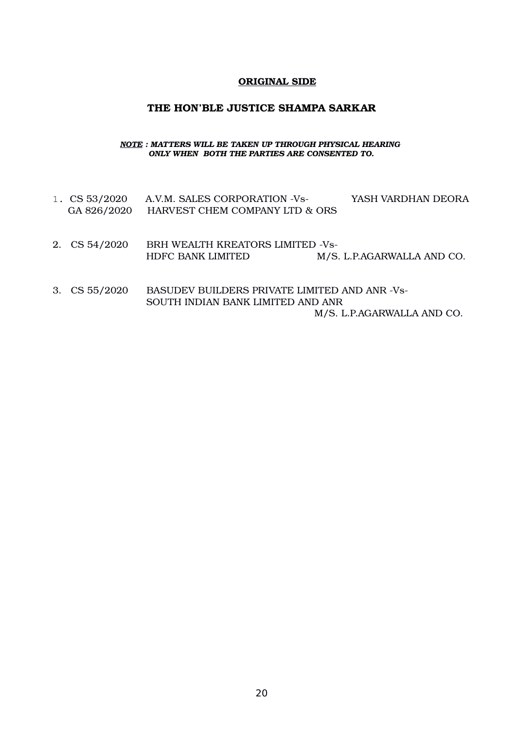**<u>ORIGINAL SIDE</u>**

**THE HON'BLE JUSTICE SHAMPA SARKAR**

***<u>NOTE</u> : MATTERS WILL BE TAKEN UP THROUGH PHYSICAL HEARING ONLY WHEN BOTH THE PARTIES ARE CONSENTED TO.***

1. CS 53/2020 A.V.M. SALES CORPORATION -Vs- YASH VARDHAN DEORA
   GA 826/2020 HARVEST CHEM COMPANY LTD & ORS

2. CS 54/2020 BRH WEALTH KREATORS LIMITED -Vs-
   HDFC BANK LIMITED M/S. L.P.AGARWALLA AND CO.

3. CS 55/2020 BASUDEV BUILDERS PRIVATE LIMITED AND ANR -Vs-
   SOUTH INDIAN BANK LIMITED AND ANR
   M/S. L.P.AGARWALLA AND CO.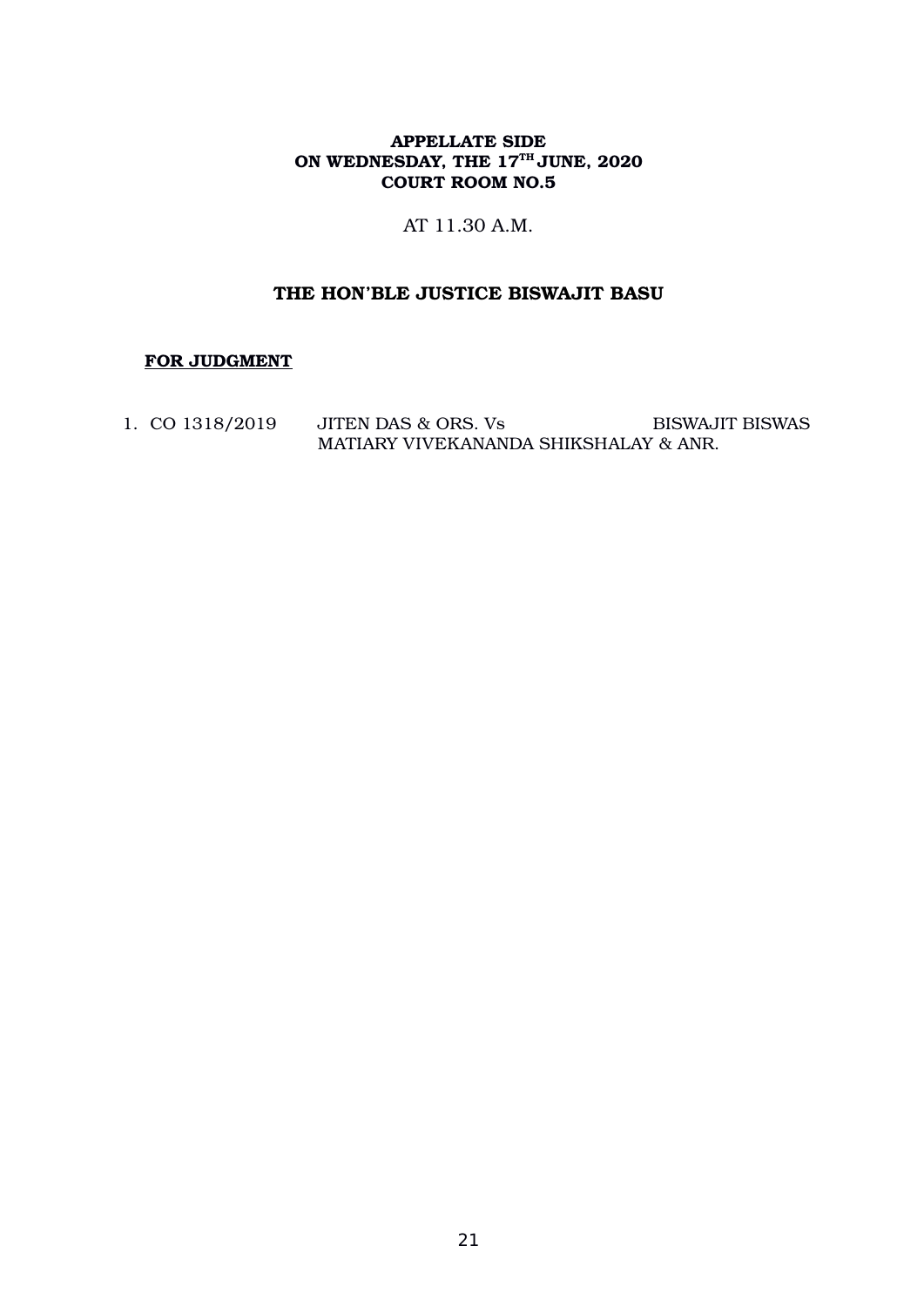**APPELLATE SIDE**
**ON WEDNESDAY, THE 17TH JUNE, 2020**
**COURT ROOM NO.5**

AT 11.30 A.M.

**THE HON'BLE JUSTICE BISWAJIT BASU**

**<u>FOR JUDGMENT</u>**

1. CO 1318/2019 JITEN DAS & ORS. Vs MATIARY VIVEKANANDA SHIKSHALAY & ANR. BISWAJIT BISWAS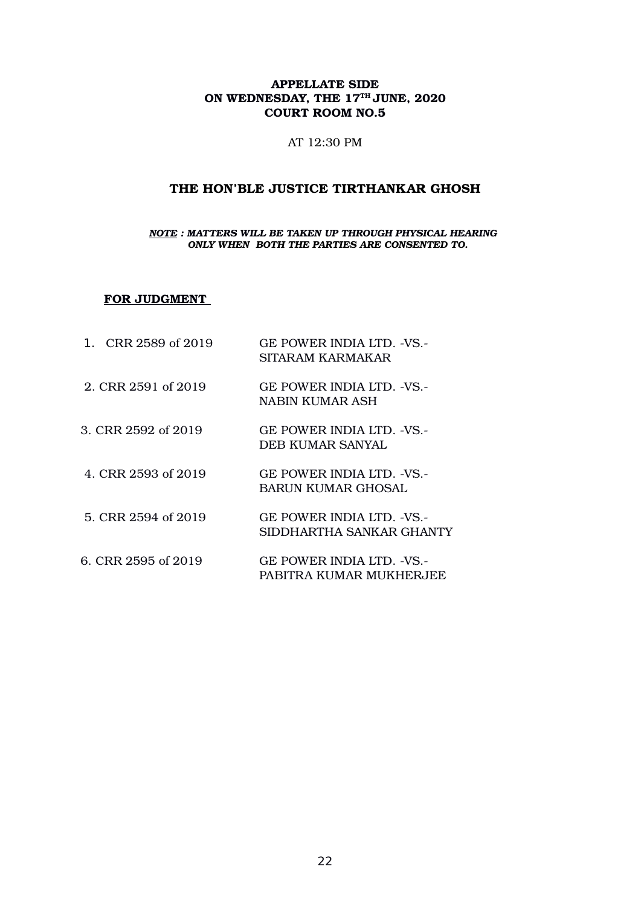**APPELLATE SIDE**
**ON WEDNESDAY, THE 17TH JUNE, 2020**
**COURT ROOM NO.5**

AT 12:30 PM

## THE HON'BLE JUSTICE TIRTHANKAR GHOSH

***NOTE : MATTERS WILL BE TAKEN UP THROUGH PHYSICAL HEARING ONLY WHEN BOTH THE PARTIES ARE CONSENTED TO.***

**FOR JUDGMENT**

1. CRR 2589 of 2019 — GE POWER INDIA LTD. -VS.- SITARAM KARMAKAR
2. CRR 2591 of 2019 — GE POWER INDIA LTD. -VS.- NABIN KUMAR ASH
3. CRR 2592 of 2019 — GE POWER INDIA LTD. -VS.- DEB KUMAR SANYAL
4. CRR 2593 of 2019 — GE POWER INDIA LTD. -VS.- BARUN KUMAR GHOSAL
5. CRR 2594 of 2019 — GE POWER INDIA LTD. -VS.- SIDDHARTHA SANKAR GHANTY
6. CRR 2595 of 2019 — GE POWER INDIA LTD. -VS.- PABITRA KUMAR MUKHERJEE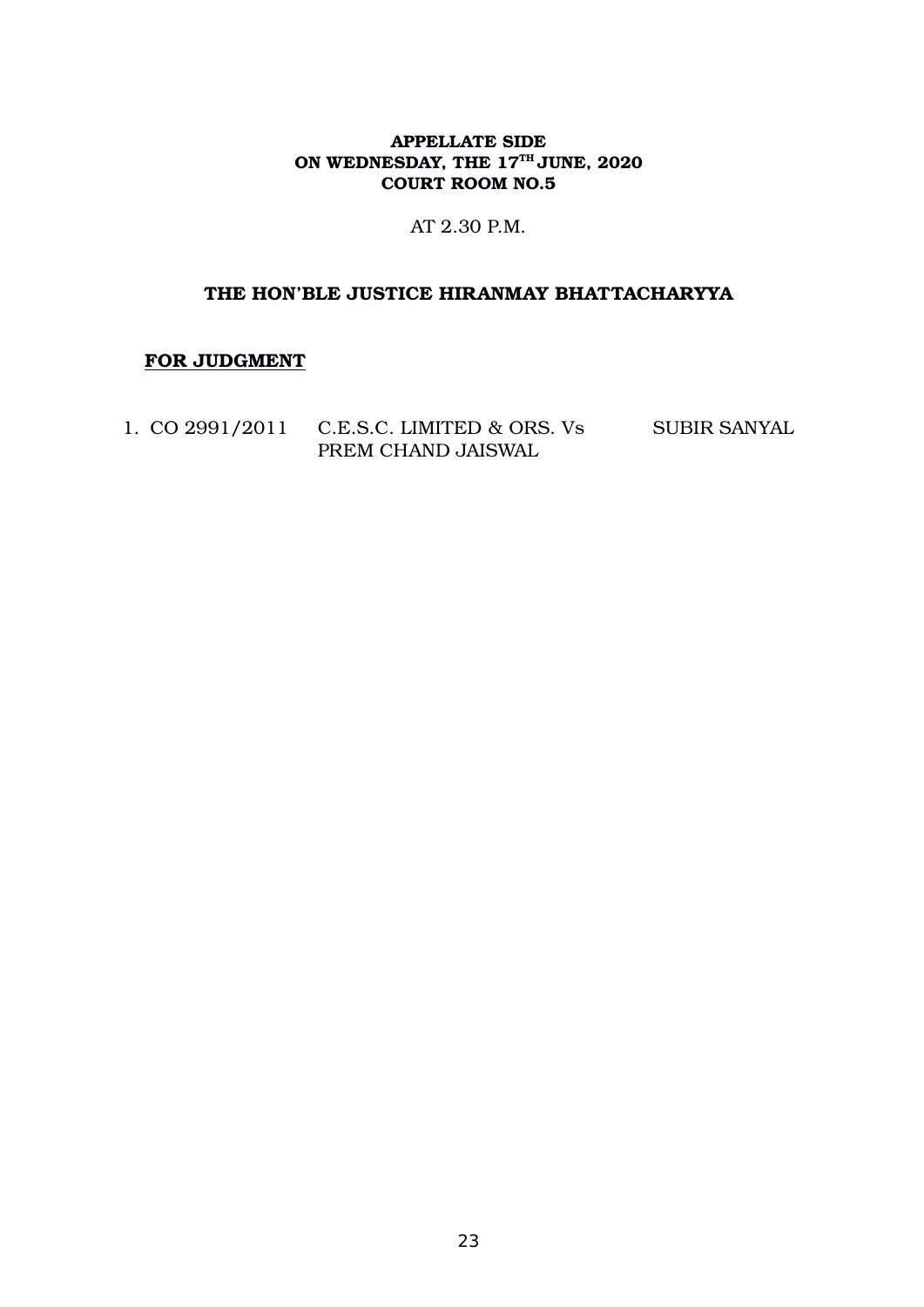**APPELLATE SIDE**
**ON WEDNESDAY, THE 17TH JUNE, 2020**
**COURT ROOM NO.5**

AT 2.30 P.M.

**THE HON'BLE JUSTICE HIRANMAY BHATTACHARYYA**

**FOR JUDGMENT**

1. CO 2991/2011 C.E.S.C. LIMITED & ORS. Vs PREM CHAND JAISWAL SUBIR SANYAL